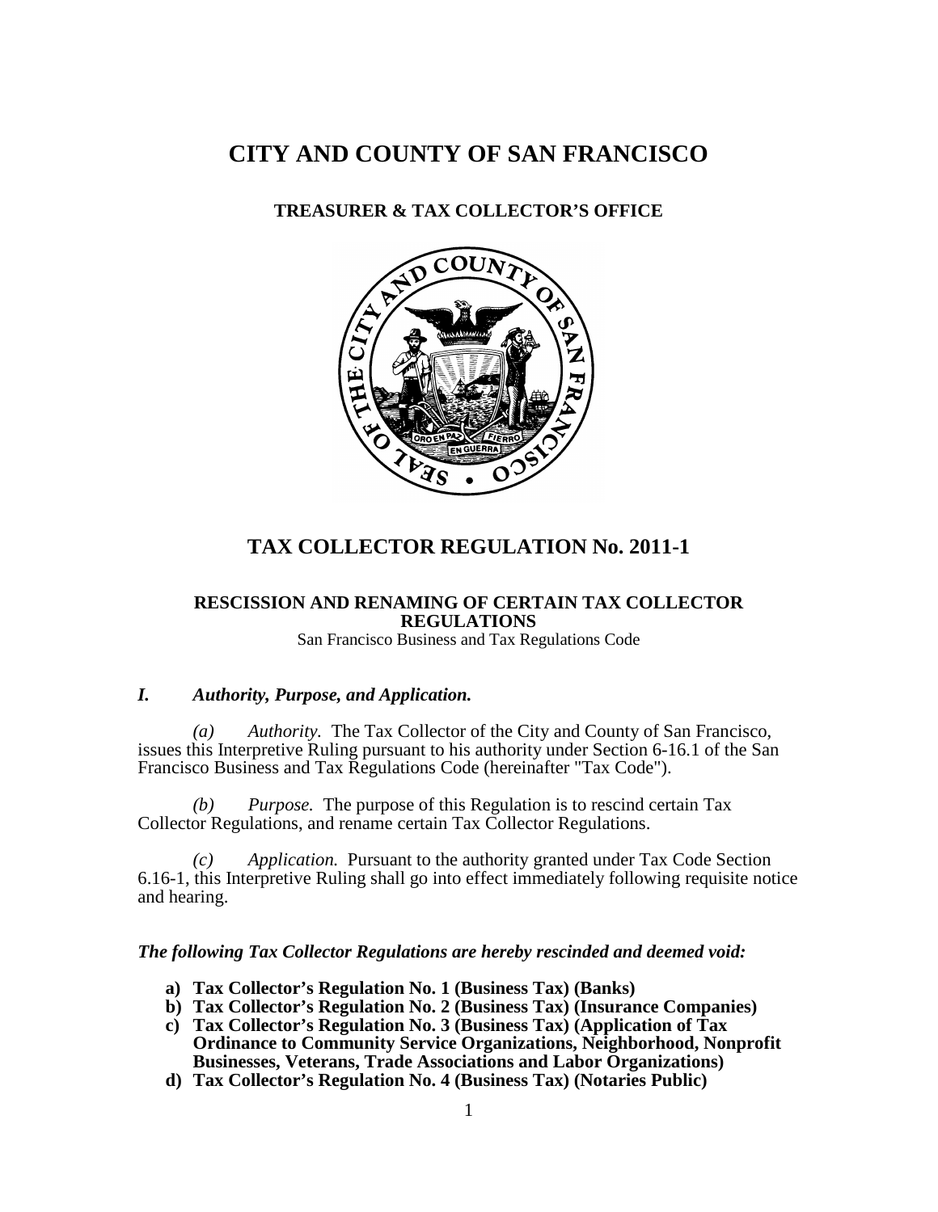# CITY AND COUNTY OF SAN FRANCISCO

## TREASURER & TAX COLLECTOR'S OFFICE

## TAX COLLECTOR REGULATION No. 2011-1

### RESCISSION AND RENAMING OF CERTAIN TAX COLLECTOR REGULATIONS

San Francisco Business and Tax Regulations Code

### *I. Authority, Purpose, and Application.*

*(a) Authority.* The Tax Collector of the City and County of San Francisco, issues this Interpretive Ruling pursuant to his authority under Section 6-16.1 of the San Francisco Business and Tax Regulations Code (hereinafter "Tax Code").

*(b) Purpose.* The purpose of this Regulation is to rescind certain Tax Collector Regulations, and rename certain Tax Collector Regulations.

*(c) Application.* Pursuant to the authority granted under Tax Code Section 6.16-1, this Interpretive Ruling shall go into effect immediately following requisite notice and hearing.

***The following Tax Collector Regulations are hereby rescinded and deemed void:***

- **a) Tax Collector's Regulation No. 1 (Business Tax) (Banks)**
- **b) Tax Collector's Regulation No. 2 (Business Tax) (Insurance Companies)**
- **c) Tax Collector's Regulation No. 3 (Business Tax) (Application of Tax Ordinance to Community Service Organizations, Neighborhood, Nonprofit Businesses, Veterans, Trade Associations and Labor Organizations)**
- **d) Tax Collector's Regulation No. 4 (Business Tax) (Notaries Public)**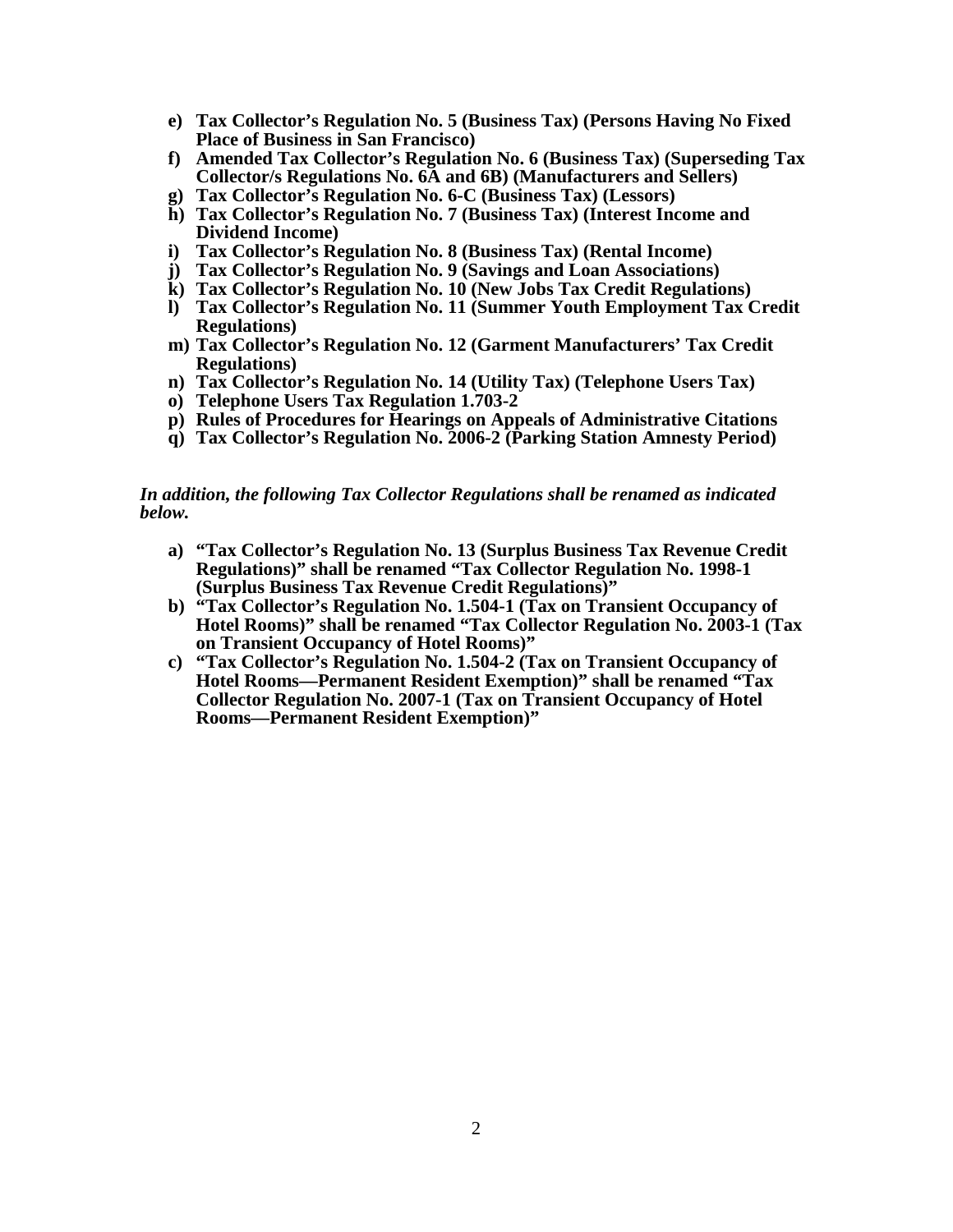- e) **Tax Collector's Regulation No. 5 (Business Tax) (Persons Having No Fixed Place of Business in San Francisco)**
- f) **Amended Tax Collector's Regulation No. 6 (Business Tax) (Superseding Tax Collector/s Regulations No. 6A and 6B) (Manufacturers and Sellers)**
- g) **Tax Collector's Regulation No. 6-C (Business Tax) (Lessors)**
- h) **Tax Collector's Regulation No. 7 (Business Tax) (Interest Income and Dividend Income)**
- i) **Tax Collector's Regulation No. 8 (Business Tax) (Rental Income)**
- j) **Tax Collector's Regulation No. 9 (Savings and Loan Associations)**
- k) **Tax Collector's Regulation No. 10 (New Jobs Tax Credit Regulations)**
- l) **Tax Collector's Regulation No. 11 (Summer Youth Employment Tax Credit Regulations)**
- m) **Tax Collector's Regulation No. 12 (Garment Manufacturers' Tax Credit Regulations)**
- n) **Tax Collector's Regulation No. 14 (Utility Tax) (Telephone Users Tax)**
- o) **Telephone Users Tax Regulation 1.703-2**
- p) **Rules of Procedures for Hearings on Appeals of Administrative Citations**
- q) **Tax Collector's Regulation No. 2006-2 (Parking Station Amnesty Period)**

***In addition, the following Tax Collector Regulations shall be renamed as indicated below.***

- a) **"Tax Collector's Regulation No. 13 (Surplus Business Tax Revenue Credit Regulations)" shall be renamed "Tax Collector Regulation No. 1998-1 (Surplus Business Tax Revenue Credit Regulations)"**
- b) **"Tax Collector's Regulation No. 1.504-1 (Tax on Transient Occupancy of Hotel Rooms)" shall be renamed "Tax Collector Regulation No. 2003-1 (Tax on Transient Occupancy of Hotel Rooms)"**
- c) **"Tax Collector's Regulation No. 1.504-2 (Tax on Transient Occupancy of Hotel Rooms—Permanent Resident Exemption)" shall be renamed "Tax Collector Regulation No. 2007-1 (Tax on Transient Occupancy of Hotel Rooms—Permanent Resident Exemption)"**